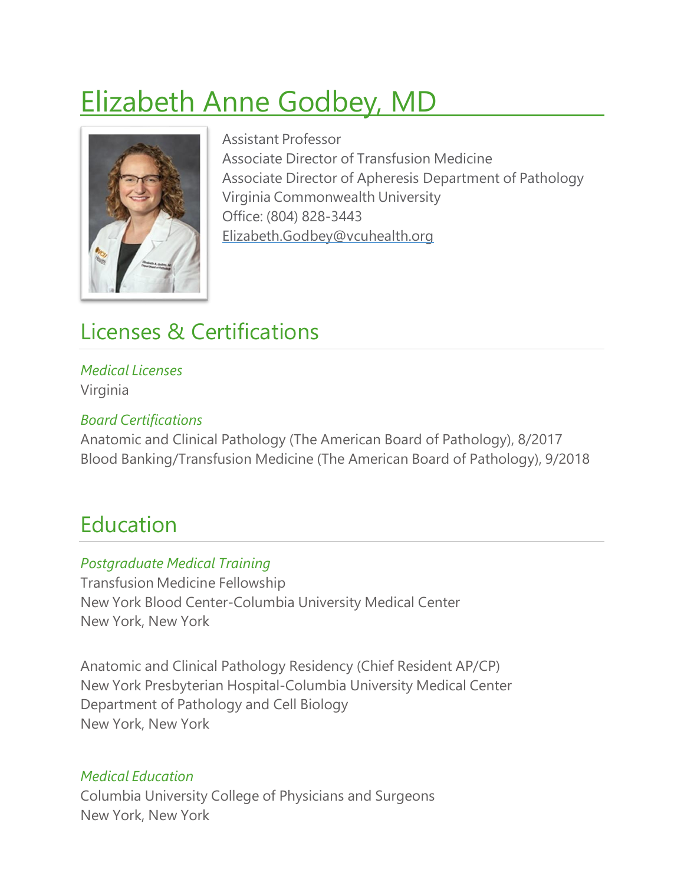# Elizabeth Anne Godbey, MD

Assistant Professor
Associate Director of Transfusion Medicine
Associate Director of Apheresis Department of Pathology
Virginia Commonwealth University
Office: (804) 828-3443
Elizabeth.Godbey@vcuhealth.org

## Licenses & Certifications

*Medical Licenses*
Virginia

*Board Certifications*
Anatomic and Clinical Pathology (The American Board of Pathology), 8/2017
Blood Banking/Transfusion Medicine (The American Board of Pathology), 9/2018

## Education

*Postgraduate Medical Training*
Transfusion Medicine Fellowship
New York Blood Center-Columbia University Medical Center
New York, New York

Anatomic and Clinical Pathology Residency (Chief Resident AP/CP)
New York Presbyterian Hospital-Columbia University Medical Center
Department of Pathology and Cell Biology
New York, New York

*Medical Education*
Columbia University College of Physicians and Surgeons
New York, New York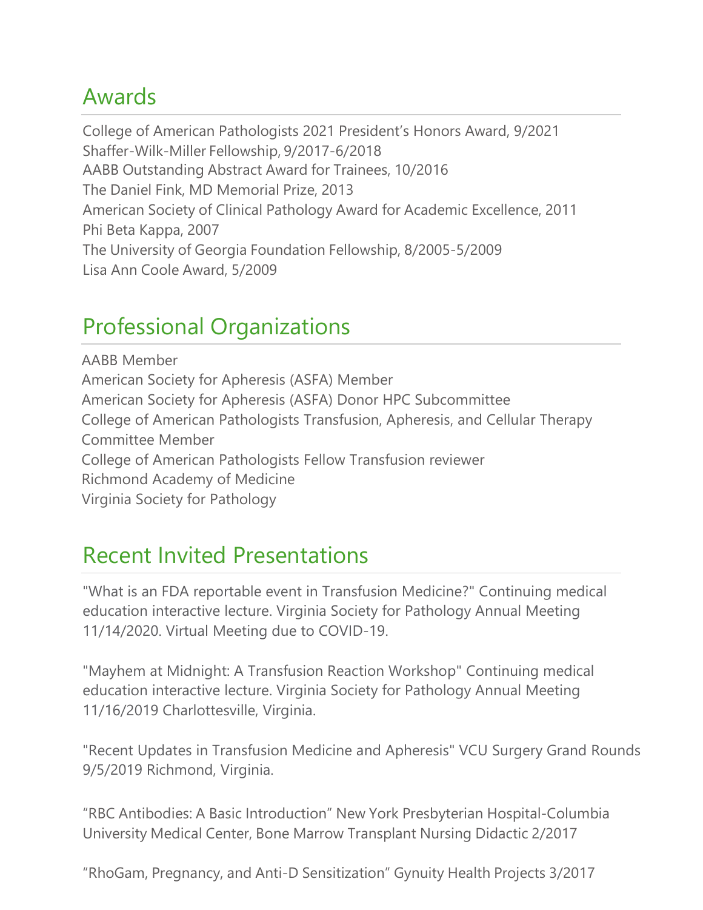## Awards

College of American Pathologists 2021 President's Honors Award, 9/2021
Shaffer-Wilk-Miller Fellowship, 9/2017-6/2018
AABB Outstanding Abstract Award for Trainees, 10/2016
The Daniel Fink, MD Memorial Prize, 2013
American Society of Clinical Pathology Award for Academic Excellence, 2011
Phi Beta Kappa, 2007
The University of Georgia Foundation Fellowship, 8/2005-5/2009
Lisa Ann Coole Award, 5/2009

## Professional Organizations

AABB Member
American Society for Apheresis (ASFA) Member
American Society for Apheresis (ASFA) Donor HPC Subcommittee
College of American Pathologists Transfusion, Apheresis, and Cellular Therapy Committee Member
College of American Pathologists Fellow Transfusion reviewer
Richmond Academy of Medicine
Virginia Society for Pathology

## Recent Invited Presentations

"What is an FDA reportable event in Transfusion Medicine?" Continuing medical education interactive lecture. Virginia Society for Pathology Annual Meeting 11/14/2020. Virtual Meeting due to COVID-19.

"Mayhem at Midnight: A Transfusion Reaction Workshop" Continuing medical education interactive lecture. Virginia Society for Pathology Annual Meeting 11/16/2019 Charlottesville, Virginia.

"Recent Updates in Transfusion Medicine and Apheresis" VCU Surgery Grand Rounds 9/5/2019 Richmond, Virginia.

"RBC Antibodies: A Basic Introduction" New York Presbyterian Hospital-Columbia University Medical Center, Bone Marrow Transplant Nursing Didactic 2/2017

"RhoGam, Pregnancy, and Anti-D Sensitization" Gynuity Health Projects 3/2017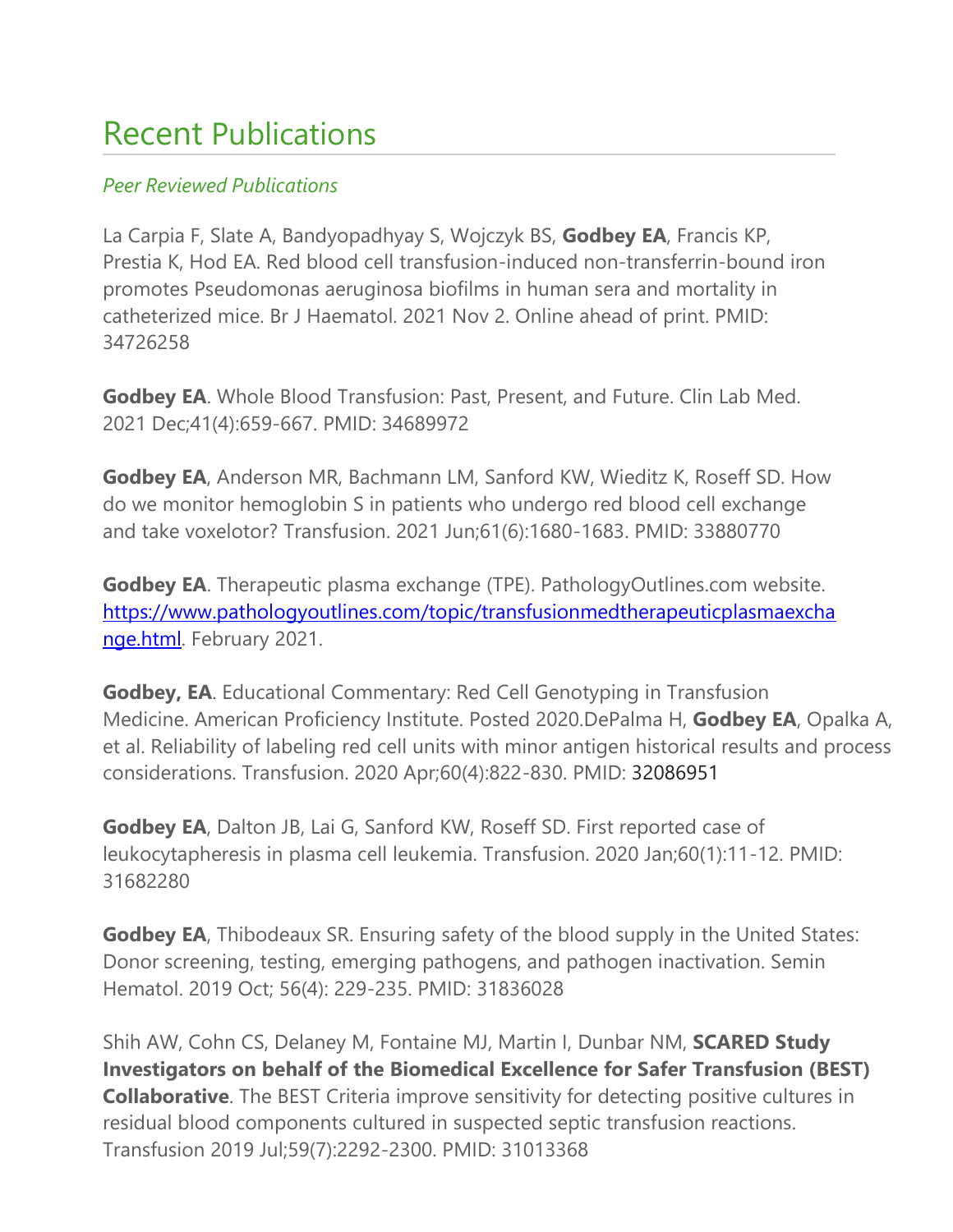# Recent Publications

*Peer Reviewed Publications*

La Carpia F, Slate A, Bandyopadhyay S, Wojczyk BS, **Godbey EA**, Francis KP, Prestia K, Hod EA. Red blood cell transfusion-induced non-transferrin-bound iron promotes Pseudomonas aeruginosa biofilms in human sera and mortality in catheterized mice. Br J Haematol. 2021 Nov 2. Online ahead of print. PMID: 34726258

**Godbey EA**. Whole Blood Transfusion: Past, Present, and Future. Clin Lab Med. 2021 Dec;41(4):659-667. PMID: 34689972

**Godbey EA**, Anderson MR, Bachmann LM, Sanford KW, Wieditz K, Roseff SD. How do we monitor hemoglobin S in patients who undergo red blood cell exchange and take voxelotor? Transfusion. 2021 Jun;61(6):1680-1683. PMID: 33880770

**Godbey EA**. Therapeutic plasma exchange (TPE). PathologyOutlines.com website. [https://www.pathologyoutlines.com/topic/transfusionmedtherapeuticplasmaexchange.html](https://www.pathologyoutlines.com/topic/transfusionmedtherapeuticplasmaexchange.html). February 2021.

**Godbey, EA**. Educational Commentary: Red Cell Genotyping in Transfusion Medicine. American Proficiency Institute. Posted 2020.DePalma H, **Godbey EA**, Opalka A, et al. Reliability of labeling red cell units with minor antigen historical results and process considerations. Transfusion. 2020 Apr;60(4):822-830. PMID: 32086951

**Godbey EA**, Dalton JB, Lai G, Sanford KW, Roseff SD. First reported case of leukocytapheresis in plasma cell leukemia. Transfusion. 2020 Jan;60(1):11-12. PMID: 31682280

**Godbey EA**, Thibodeaux SR. Ensuring safety of the blood supply in the United States: Donor screening, testing, emerging pathogens, and pathogen inactivation. Semin Hematol. 2019 Oct; 56(4): 229-235. PMID: 31836028

Shih AW, Cohn CS, Delaney M, Fontaine MJ, Martin I, Dunbar NM, **SCARED Study Investigators on behalf of the Biomedical Excellence for Safer Transfusion (BEST) Collaborative**. The BEST Criteria improve sensitivity for detecting positive cultures in residual blood components cultured in suspected septic transfusion reactions. Transfusion 2019 Jul;59(7):2292-2300. PMID: 31013368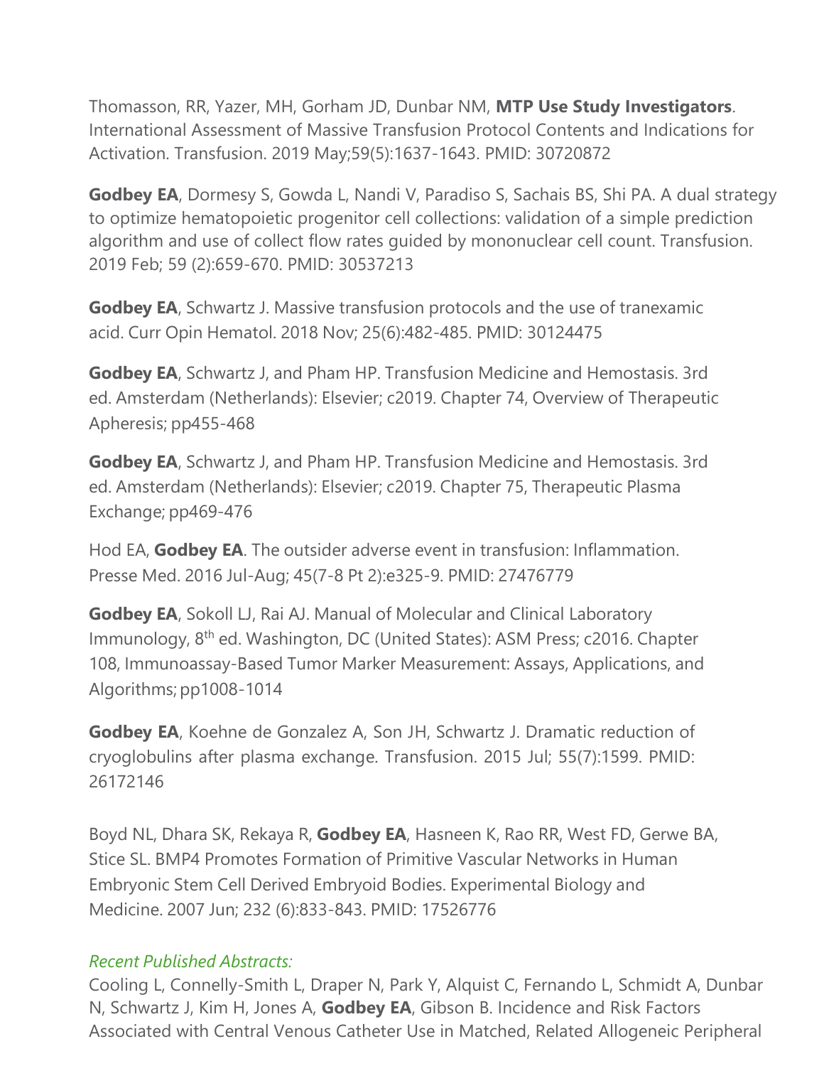Thomasson, RR, Yazer, MH, Gorham JD, Dunbar NM, **MTP Use Study Investigators**. International Assessment of Massive Transfusion Protocol Contents and Indications for Activation. Transfusion. 2019 May;59(5):1637-1643. PMID: 30720872

**Godbey EA**, Dormesy S, Gowda L, Nandi V, Paradiso S, Sachais BS, Shi PA. A dual strategy to optimize hematopoietic progenitor cell collections: validation of a simple prediction algorithm and use of collect flow rates guided by mononuclear cell count. Transfusion. 2019 Feb; 59 (2):659-670. PMID: 30537213

**Godbey EA**, Schwartz J. Massive transfusion protocols and the use of tranexamic acid. Curr Opin Hematol. 2018 Nov; 25(6):482-485. PMID: 30124475

**Godbey EA**, Schwartz J, and Pham HP. Transfusion Medicine and Hemostasis. 3rd ed. Amsterdam (Netherlands): Elsevier; c2019. Chapter 74, Overview of Therapeutic Apheresis; pp455-468

**Godbey EA**, Schwartz J, and Pham HP. Transfusion Medicine and Hemostasis. 3rd ed. Amsterdam (Netherlands): Elsevier; c2019. Chapter 75, Therapeutic Plasma Exchange; pp469-476

Hod EA, **Godbey EA**. The outsider adverse event in transfusion: Inflammation. Presse Med. 2016 Jul-Aug; 45(7-8 Pt 2):e325-9. PMID: 27476779

**Godbey EA**, Sokoll LJ, Rai AJ. Manual of Molecular and Clinical Laboratory Immunology, 8th ed. Washington, DC (United States): ASM Press; c2016. Chapter 108, Immunoassay-Based Tumor Marker Measurement: Assays, Applications, and Algorithms; pp1008-1014

**Godbey EA**, Koehne de Gonzalez A, Son JH, Schwartz J. Dramatic reduction of cryoglobulins after plasma exchange. Transfusion. 2015 Jul; 55(7):1599. PMID: 26172146

Boyd NL, Dhara SK, Rekaya R, **Godbey EA**, Hasneen K, Rao RR, West FD, Gerwe BA, Stice SL. BMP4 Promotes Formation of Primitive Vascular Networks in Human Embryonic Stem Cell Derived Embryoid Bodies. Experimental Biology and Medicine. 2007 Jun; 232 (6):833-843. PMID: 17526776

*Recent Published Abstracts:*

Cooling L, Connelly-Smith L, Draper N, Park Y, Alquist C, Fernando L, Schmidt A, Dunbar N, Schwartz J, Kim H, Jones A, **Godbey EA**, Gibson B. Incidence and Risk Factors Associated with Central Venous Catheter Use in Matched, Related Allogeneic Peripheral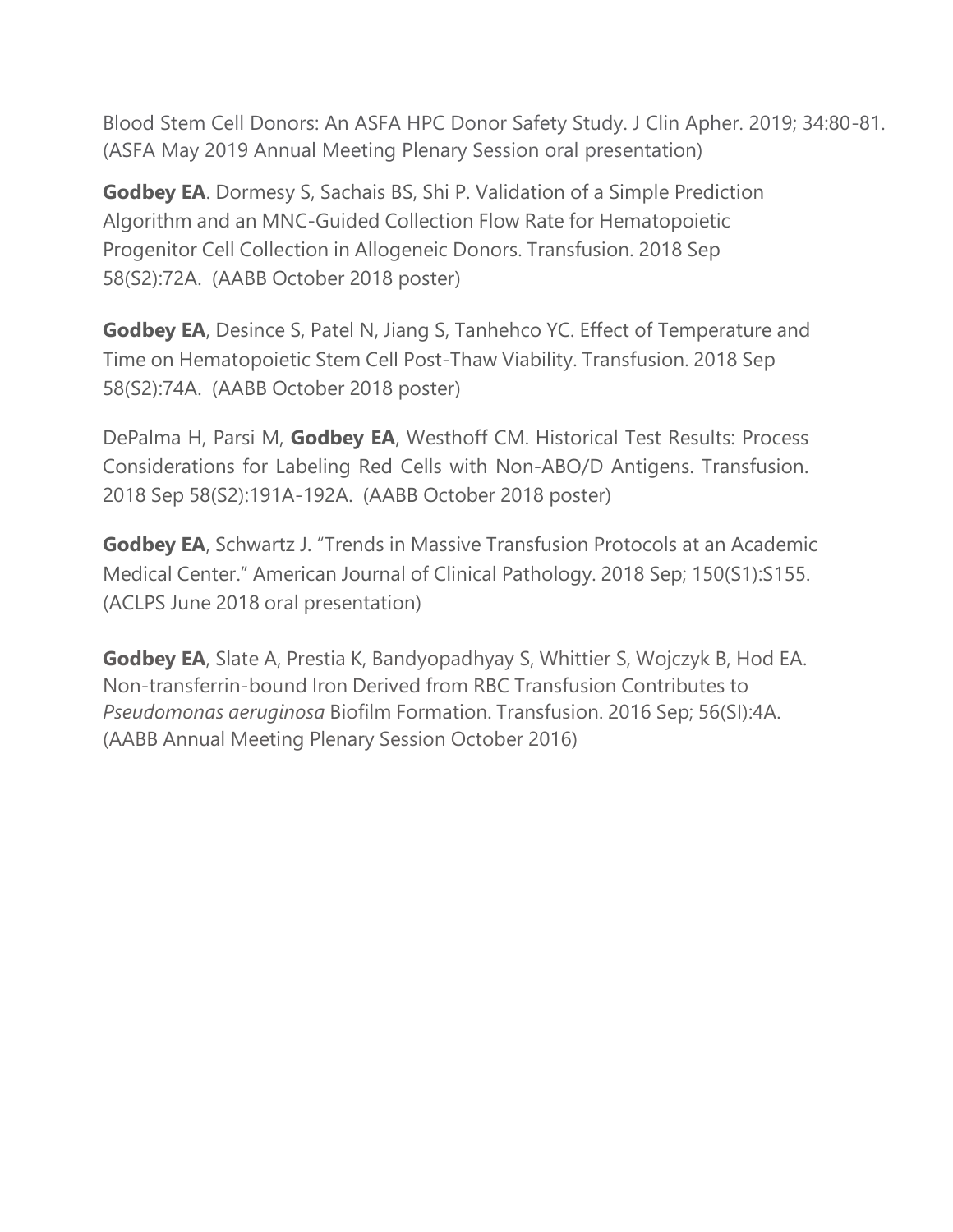Blood Stem Cell Donors: An ASFA HPC Donor Safety Study. J Clin Apher. 2019; 34:80-81. (ASFA May 2019 Annual Meeting Plenary Session oral presentation)

**Godbey EA**. Dormesy S, Sachais BS, Shi P. Validation of a Simple Prediction Algorithm and an MNC-Guided Collection Flow Rate for Hematopoietic Progenitor Cell Collection in Allogeneic Donors. Transfusion. 2018 Sep 58(S2):72A. (AABB October 2018 poster)

**Godbey EA**, Desince S, Patel N, Jiang S, Tanhehco YC. Effect of Temperature and Time on Hematopoietic Stem Cell Post-Thaw Viability. Transfusion. 2018 Sep 58(S2):74A. (AABB October 2018 poster)

DePalma H, Parsi M, **Godbey EA**, Westhoff CM. Historical Test Results: Process Considerations for Labeling Red Cells with Non-ABO/D Antigens. Transfusion. 2018 Sep 58(S2):191A-192A. (AABB October 2018 poster)

**Godbey EA**, Schwartz J. "Trends in Massive Transfusion Protocols at an Academic Medical Center." American Journal of Clinical Pathology. 2018 Sep; 150(S1):S155. (ACLPS June 2018 oral presentation)

**Godbey EA**, Slate A, Prestia K, Bandyopadhyay S, Whittier S, Wojczyk B, Hod EA. Non-transferrin-bound Iron Derived from RBC Transfusion Contributes to *Pseudomonas aeruginosa* Biofilm Formation. Transfusion. 2016 Sep; 56(SI):4A. (AABB Annual Meeting Plenary Session October 2016)